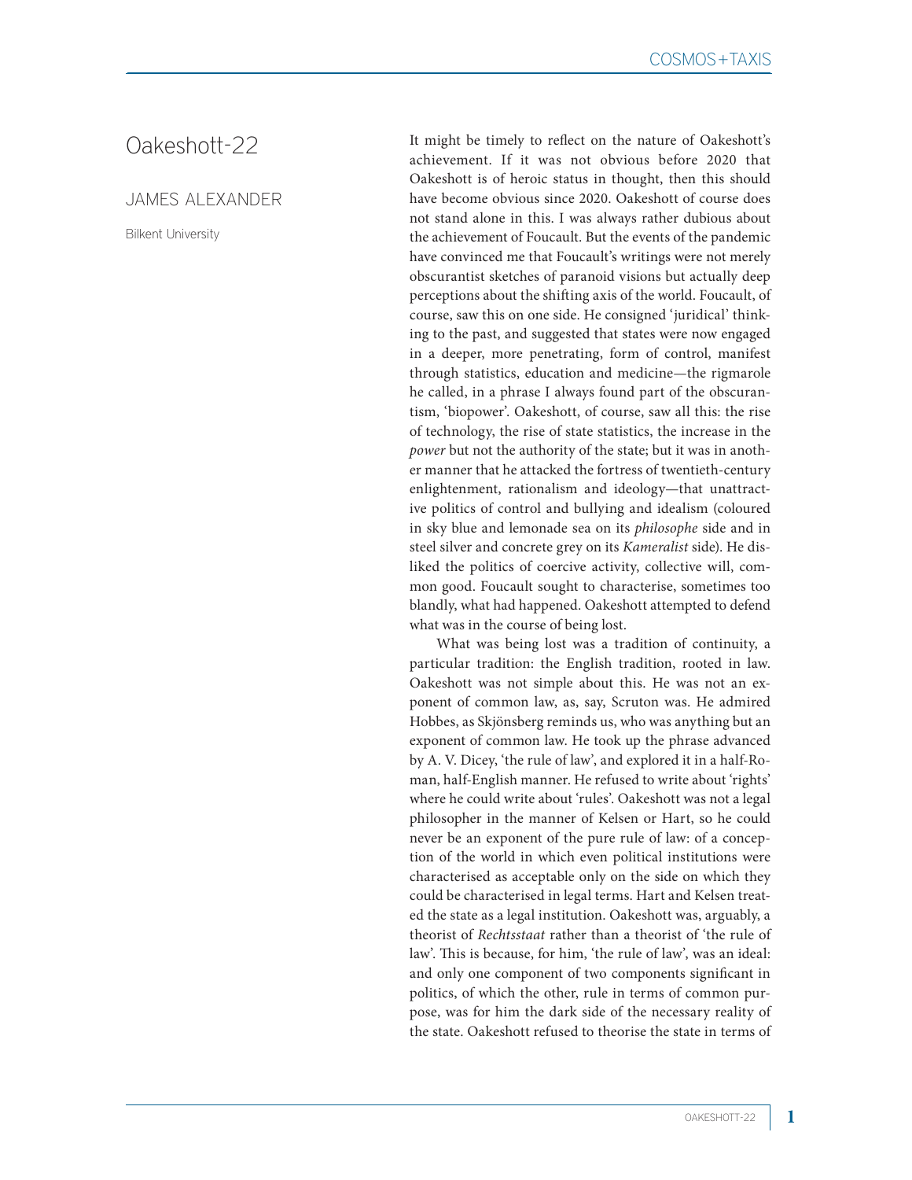# Oakeshott-22

## JAMES ALEXANDER

Bilkent University

It might be timely to reflect on the nature of Oakeshott's achievement. If it was not obvious before 2020 that Oakeshott is of heroic status in thought, then this should have become obvious since 2020. Oakeshott of course does not stand alone in this. I was always rather dubious about the achievement of Foucault. But the events of the pandemic have convinced me that Foucault's writings were not merely obscurantist sketches of paranoid visions but actually deep perceptions about the shifting axis of the world. Foucault, of course, saw this on one side. He consigned 'juridical' thinking to the past, and suggested that states were now engaged in a deeper, more penetrating, form of control, manifest through statistics, education and medicine—the rigmarole he called, in a phrase I always found part of the obscurantism, 'biopower'. Oakeshott, of course, saw all this: the rise of technology, the rise of state statistics, the increase in the *power* but not the authority of the state; but it was in another manner that he attacked the fortress of twentieth-century enlightenment, rationalism and ideology—that unattractive politics of control and bullying and idealism (coloured in sky blue and lemonade sea on its *philosophe* side and in steel silver and concrete grey on its *Kameralist* side). He disliked the politics of coercive activity, collective will, common good. Foucault sought to characterise, sometimes too blandly, what had happened. Oakeshott attempted to defend what was in the course of being lost.

What was being lost was a tradition of continuity, a particular tradition: the English tradition, rooted in law. Oakeshott was not simple about this. He was not an exponent of common law, as, say, Scruton was. He admired Hobbes, as Skjönsberg reminds us, who was anything but an exponent of common law. He took up the phrase advanced by A. V. Dicey, 'the rule of law', and explored it in a half-Roman, half-English manner. He refused to write about 'rights' where he could write about 'rules'. Oakeshott was not a legal philosopher in the manner of Kelsen or Hart, so he could never be an exponent of the pure rule of law: of a conception of the world in which even political institutions were characterised as acceptable only on the side on which they could be characterised in legal terms. Hart and Kelsen treated the state as a legal institution. Oakeshott was, arguably, a theorist of *Rechtsstaat* rather than a theorist of 'the rule of law'. This is because, for him, 'the rule of law', was an ideal: and only one component of two components significant in politics, of which the other, rule in terms of common purpose, was for him the dark side of the necessary reality of the state. Oakeshott refused to theorise the state in terms of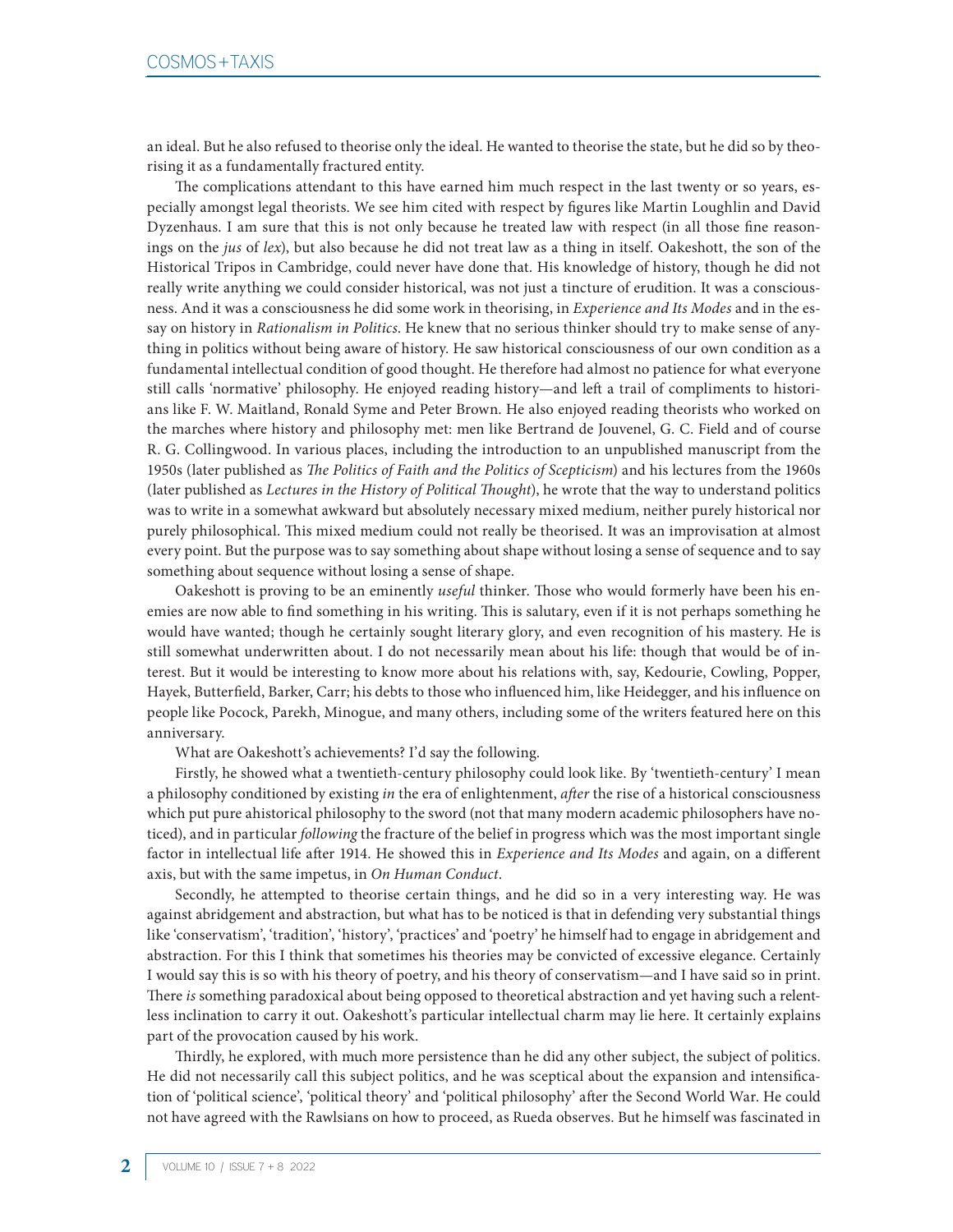an ideal. But he also refused to theorise only the ideal. He wanted to theorise the state, but he did so by theorising it as a fundamentally fractured entity.

The complications attendant to this have earned him much respect in the last twenty or so years, especially amongst legal theorists. We see him cited with respect by figures like Martin Loughlin and David Dyzenhaus. I am sure that this is not only because he treated law with respect (in all those fine reasonings on the *jus* of *lex*), but also because he did not treat law as a thing in itself. Oakeshott, the son of the Historical Tripos in Cambridge, could never have done that. His knowledge of history, though he did not really write anything we could consider historical, was not just a tincture of erudition. It was a consciousness. And it was a consciousness he did some work in theorising, in *Experience and Its Modes* and in the essay on history in *Rationalism in Politics*. He knew that no serious thinker should try to make sense of anything in politics without being aware of history. He saw historical consciousness of our own condition as a fundamental intellectual condition of good thought. He therefore had almost no patience for what everyone still calls 'normative' philosophy. He enjoyed reading history—and left a trail of compliments to historians like F. W. Maitland, Ronald Syme and Peter Brown. He also enjoyed reading theorists who worked on the marches where history and philosophy met: men like Bertrand de Jouvenel, G. C. Field and of course R. G. Collingwood. In various places, including the introduction to an unpublished manuscript from the 1950s (later published as *The Politics of Faith and the Politics of Scepticism*) and his lectures from the 1960s (later published as *Lectures in the History of Political Thought*), he wrote that the way to understand politics was to write in a somewhat awkward but absolutely necessary mixed medium, neither purely historical nor purely philosophical. This mixed medium could not really be theorised. It was an improvisation at almost every point. But the purpose was to say something about shape without losing a sense of sequence and to say something about sequence without losing a sense of shape.

Oakeshott is proving to be an eminently *useful* thinker. Those who would formerly have been his enemies are now able to find something in his writing. This is salutary, even if it is not perhaps something he would have wanted; though he certainly sought literary glory, and even recognition of his mastery. He is still somewhat underwritten about. I do not necessarily mean about his life: though that would be of interest. But it would be interesting to know more about his relations with, say, Kedourie, Cowling, Popper, Hayek, Butterfield, Barker, Carr; his debts to those who influenced him, like Heidegger, and his influence on people like Pocock, Parekh, Minogue, and many others, including some of the writers featured here on this anniversary.

What are Oakeshott's achievements? I'd say the following.

Firstly, he showed what a twentieth-century philosophy could look like. By 'twentieth-century' I mean a philosophy conditioned by existing *in* the era of enlightenment, *after* the rise of a historical consciousness which put pure ahistorical philosophy to the sword (not that many modern academic philosophers have noticed), and in particular *following* the fracture of the belief in progress which was the most important single factor in intellectual life after 1914. He showed this in *Experience and Its Modes* and again, on a different axis, but with the same impetus, in *On Human Conduct*.

Secondly, he attempted to theorise certain things, and he did so in a very interesting way. He was against abridgement and abstraction, but what has to be noticed is that in defending very substantial things like 'conservatism', 'tradition', 'history', 'practices' and 'poetry' he himself had to engage in abridgement and abstraction. For this I think that sometimes his theories may be convicted of excessive elegance. Certainly I would say this is so with his theory of poetry, and his theory of conservatism—and I have said so in print. There *is* something paradoxical about being opposed to theoretical abstraction and yet having such a relentless inclination to carry it out. Oakeshott's particular intellectual charm may lie here. It certainly explains part of the provocation caused by his work.

Thirdly, he explored, with much more persistence than he did any other subject, the subject of politics. He did not necessarily call this subject politics, and he was sceptical about the expansion and intensification of 'political science', 'political theory' and 'political philosophy' after the Second World War. He could not have agreed with the Rawlsians on how to proceed, as Rueda observes. But he himself was fascinated in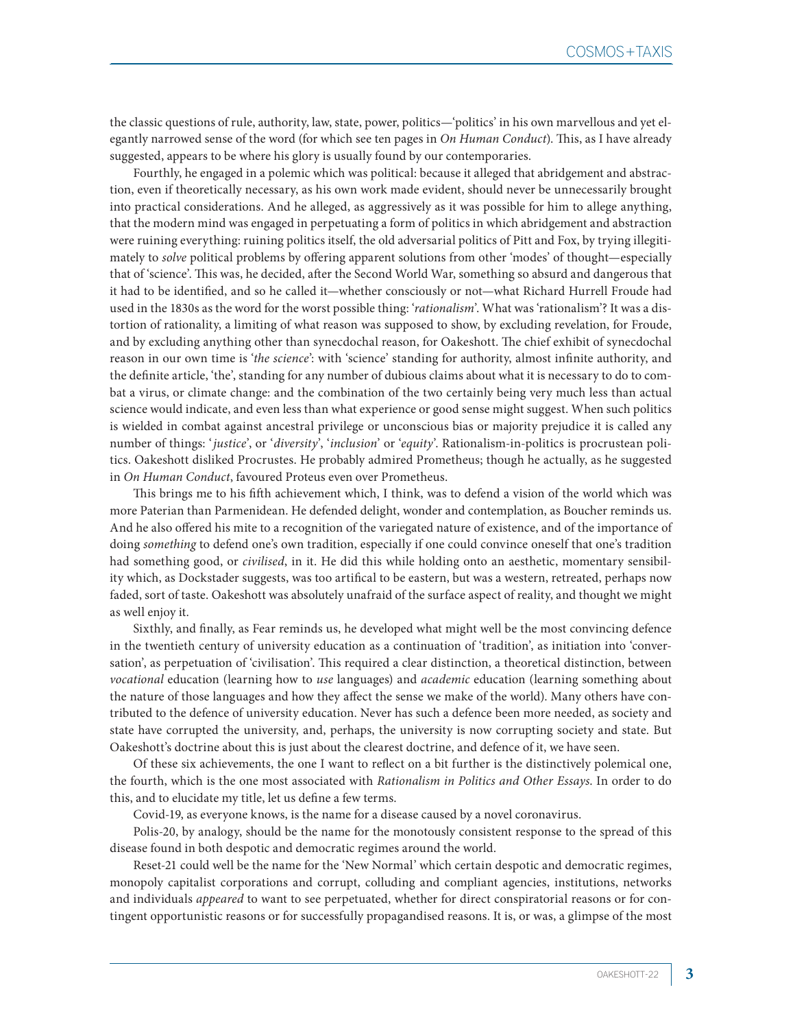the classic questions of rule, authority, law, state, power, politics—'politics' in his own marvellous and yet elegantly narrowed sense of the word (for which see ten pages in *On Human Conduct*). This, as I have already suggested, appears to be where his glory is usually found by our contemporaries.

Fourthly, he engaged in a polemic which was political: because it alleged that abridgement and abstraction, even if theoretically necessary, as his own work made evident, should never be unnecessarily brought into practical considerations. And he alleged, as aggressively as it was possible for him to allege anything, that the modern mind was engaged in perpetuating a form of politics in which abridgement and abstraction were ruining everything: ruining politics itself, the old adversarial politics of Pitt and Fox, by trying illegitimately to *solve* political problems by offering apparent solutions from other 'modes' of thought—especially that of 'science'. This was, he decided, after the Second World War, something so absurd and dangerous that it had to be identified, and so he called it—whether consciously or not—what Richard Hurrell Froude had used in the 1830s as the word for the worst possible thing: '*rationalism*'. What was 'rationalism'? It was a distortion of rationality, a limiting of what reason was supposed to show, by excluding revelation, for Froude, and by excluding anything other than synecdochal reason, for Oakeshott. The chief exhibit of synecdochal reason in our own time is '*the science*': with 'science' standing for authority, almost infinite authority, and the definite article, 'the', standing for any number of dubious claims about what it is necessary to do to combat a virus, or climate change: and the combination of the two certainly being very much less than actual science would indicate, and even less than what experience or good sense might suggest. When such politics is wielded in combat against ancestral privilege or unconscious bias or majority prejudice it is called any number of things: '*justice*', or '*diversity*', '*inclusion*' or '*equity*'. Rationalism-in-politics is procrustean politics. Oakeshott disliked Procrustes. He probably admired Prometheus; though he actually, as he suggested in *On Human Conduct*, favoured Proteus even over Prometheus.

This brings me to his fifth achievement which, I think, was to defend a vision of the world which was more Paterian than Parmenidean. He defended delight, wonder and contemplation, as Boucher reminds us. And he also offered his mite to a recognition of the variegated nature of existence, and of the importance of doing *something* to defend one's own tradition, especially if one could convince oneself that one's tradition had something good, or *civilised*, in it. He did this while holding onto an aesthetic, momentary sensibility which, as Dockstader suggests, was too artifical to be eastern, but was a western, retreated, perhaps now faded, sort of taste. Oakeshott was absolutely unafraid of the surface aspect of reality, and thought we might as well enjoy it.

Sixthly, and finally, as Fear reminds us, he developed what might well be the most convincing defence in the twentieth century of university education as a continuation of 'tradition', as initiation into 'conversation', as perpetuation of 'civilisation'. This required a clear distinction, a theoretical distinction, between *vocational* education (learning how to *use* languages) and *academic* education (learning something about the nature of those languages and how they affect the sense we make of the world). Many others have contributed to the defence of university education. Never has such a defence been more needed, as society and state have corrupted the university, and, perhaps, the university is now corrupting society and state. But Oakeshott's doctrine about this is just about the clearest doctrine, and defence of it, we have seen.

Of these six achievements, the one I want to reflect on a bit further is the distinctively polemical one, the fourth, which is the one most associated with *Rationalism in Politics and Other Essays*. In order to do this, and to elucidate my title, let us define a few terms.

Covid-19, as everyone knows, is the name for a disease caused by a novel coronavirus.

Polis-20, by analogy, should be the name for the monotously consistent response to the spread of this disease found in both despotic and democratic regimes around the world.

Reset-21 could well be the name for the 'New Normal' which certain despotic and democratic regimes, monopoly capitalist corporations and corrupt, colluding and compliant agencies, institutions, networks and individuals *appeared* to want to see perpetuated, whether for direct conspiratorial reasons or for contingent opportunistic reasons or for successfully propagandised reasons. It is, or was, a glimpse of the most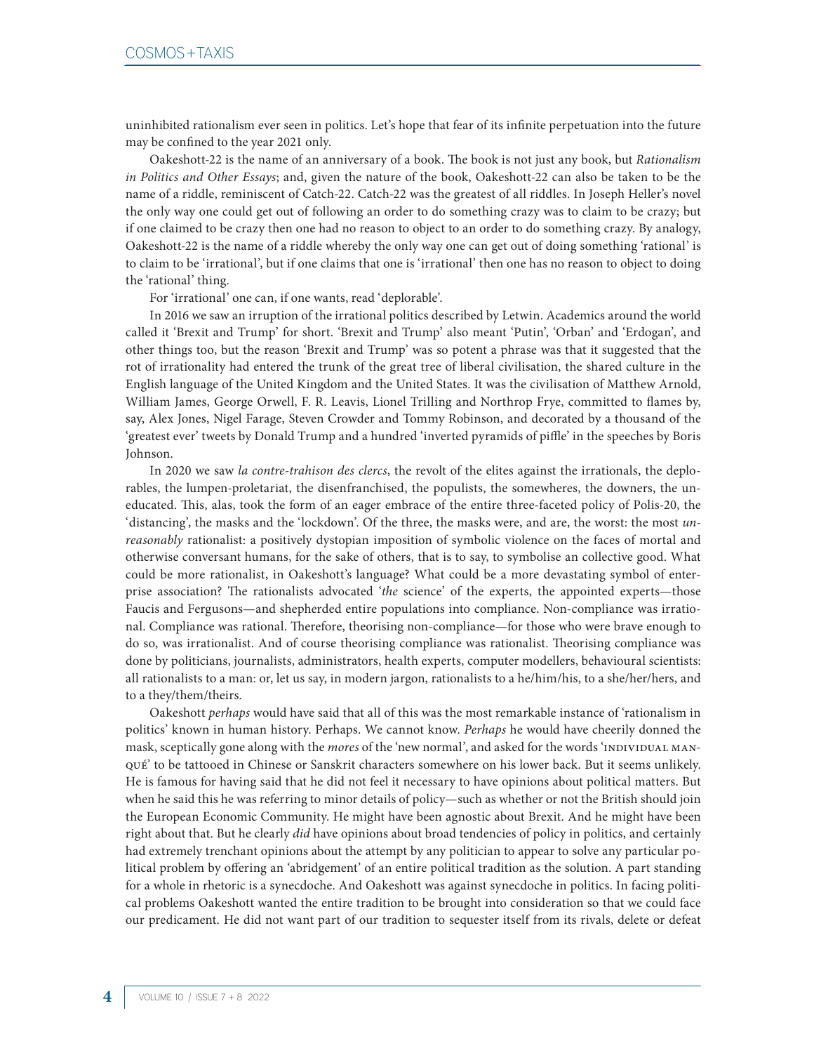uninhibited rationalism ever seen in politics. Let's hope that fear of its infinite perpetuation into the future may be confined to the year 2021 only.

Oakeshott-22 is the name of an anniversary of a book. The book is not just any book, but *Rationalism in Politics and Other Essays*; and, given the nature of the book, Oakeshott-22 can also be taken to be the name of a riddle, reminiscent of Catch-22. Catch-22 was the greatest of all riddles. In Joseph Heller's novel the only way one could get out of following an order to do something crazy was to claim to be crazy; but if one claimed to be crazy then one had no reason to object to an order to do something crazy. By analogy, Oakeshott-22 is the name of a riddle whereby the only way one can get out of doing something 'rational' is to claim to be 'irrational', but if one claims that one is 'irrational' then one has no reason to object to doing the 'rational' thing.

For 'irrational' one can, if one wants, read 'deplorable'.

In 2016 we saw an irruption of the irrational politics described by Letwin. Academics around the world called it 'Brexit and Trump' for short. 'Brexit and Trump' also meant 'Putin', 'Orban' and 'Erdogan', and other things too, but the reason 'Brexit and Trump' was so potent a phrase was that it suggested that the rot of irrationality had entered the trunk of the great tree of liberal civilisation, the shared culture in the English language of the United Kingdom and the United States. It was the civilisation of Matthew Arnold, William James, George Orwell, F. R. Leavis, Lionel Trilling and Northrop Frye, committed to flames by, say, Alex Jones, Nigel Farage, Steven Crowder and Tommy Robinson, and decorated by a thousand of the 'greatest ever' tweets by Donald Trump and a hundred 'inverted pyramids of piffle' in the speeches by Boris Johnson.

In 2020 we saw *la contre-trahison des clercs*, the revolt of the elites against the irrationals, the deplorables, the lumpen-proletariat, the disenfranchised, the populists, the somewheres, the downers, the uneducated. This, alas, took the form of an eager embrace of the entire three-faceted policy of Polis-20, the 'distancing', the masks and the 'lockdown'. Of the three, the masks were, and are, the worst: the most *unreasonably* rationalist: a positively dystopian imposition of symbolic violence on the faces of mortal and otherwise conversant humans, for the sake of others, that is to say, to symbolise an collective good. What could be more rationalist, in Oakeshott's language? What could be a more devastating symbol of enterprise association? The rationalists advocated '*the* science' of the experts, the appointed experts—those Faucis and Fergusons—and shepherded entire populations into compliance. Non-compliance was irrational. Compliance was rational. Therefore, theorising non-compliance—for those who were brave enough to do so, was irrationalist. And of course theorising compliance was rationalist. Theorising compliance was done by politicians, journalists, administrators, health experts, computer modellers, behavioural scientists: all rationalists to a man: or, let us say, in modern jargon, rationalists to a he/him/his, to a she/her/hers, and to a they/them/theirs.

Oakeshott *perhaps* would have said that all of this was the most remarkable instance of 'rationalism in politics' known in human history. Perhaps. We cannot know. *Perhaps* he would have cheerily donned the mask, sceptically gone along with the *mores* of the 'new normal', and asked for the words 'INDIVIDUAL MANQUÉ' to be tattooed in Chinese or Sanskrit characters somewhere on his lower back. But it seems unlikely. He is famous for having said that he did not feel it necessary to have opinions about political matters. But when he said this he was referring to minor details of policy—such as whether or not the British should join the European Economic Community. He might have been agnostic about Brexit. And he might have been right about that. But he clearly *did* have opinions about broad tendencies of policy in politics, and certainly had extremely trenchant opinions about the attempt by any politician to appear to solve any particular political problem by offering an 'abridgement' of an entire political tradition as the solution. A part standing for a whole in rhetoric is a synecdoche. And Oakeshott was against synecdoche in politics. In facing political problems Oakeshott wanted the entire tradition to be brought into consideration so that we could face our predicament. He did not want part of our tradition to sequester itself from its rivals, delete or defeat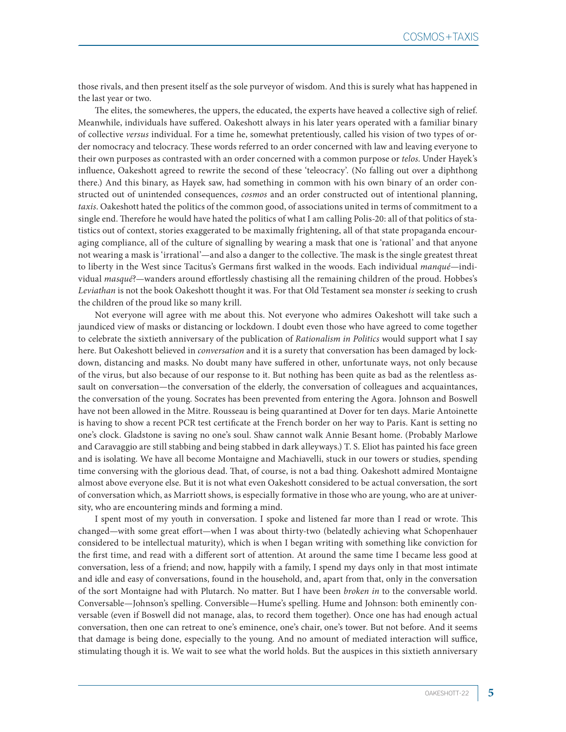those rivals, and then present itself as the sole purveyor of wisdom. And this is surely what has happened in the last year or two.

The elites, the somewheres, the uppers, the educated, the experts have heaved a collective sigh of relief. Meanwhile, individuals have suffered. Oakeshott always in his later years operated with a familiar binary of collective *versus* individual. For a time he, somewhat pretentiously, called his vision of two types of order nomocracy and telocracy. These words referred to an order concerned with law and leaving everyone to their own purposes as contrasted with an order concerned with a common purpose or *telos*. Under Hayek's influence, Oakeshott agreed to rewrite the second of these 'teleocracy'. (No falling out over a diphthong there.) And this binary, as Hayek saw, had something in common with his own binary of an order constructed out of unintended consequences, *cosmos* and an order constructed out of intentional planning, *taxis*. Oakeshott hated the politics of the common good, of associations united in terms of commitment to a single end. Therefore he would have hated the politics of what I am calling Polis-20: all of that politics of statistics out of context, stories exaggerated to be maximally frightening, all of that state propaganda encouraging compliance, all of the culture of signalling by wearing a mask that one is 'rational' and that anyone not wearing a mask is 'irrational'—and also a danger to the collective. The mask is the single greatest threat to liberty in the West since Tacitus's Germans first walked in the woods. Each individual *manqué*—individual *masqué*?—wanders around effortlessly chastising all the remaining children of the proud. Hobbes's *Leviathan* is not the book Oakeshott thought it was. For that Old Testament sea monster *is* seeking to crush the children of the proud like so many krill.

Not everyone will agree with me about this. Not everyone who admires Oakeshott will take such a jaundiced view of masks or distancing or lockdown. I doubt even those who have agreed to come together to celebrate the sixtieth anniversary of the publication of *Rationalism in Politics* would support what I say here. But Oakeshott believed in *conversation* and it is a surety that conversation has been damaged by lockdown, distancing and masks. No doubt many have suffered in other, unfortunate ways, not only because of the virus, but also because of our response to it. But nothing has been quite as bad as the relentless assault on conversation—the conversation of the elderly, the conversation of colleagues and acquaintances, the conversation of the young. Socrates has been prevented from entering the Agora. Johnson and Boswell have not been allowed in the Mitre. Rousseau is being quarantined at Dover for ten days. Marie Antoinette is having to show a recent PCR test certificate at the French border on her way to Paris. Kant is setting no one's clock. Gladstone is saving no one's soul. Shaw cannot walk Annie Besant home. (Probably Marlowe and Caravaggio are still stabbing and being stabbed in dark alleyways.) T. S. Eliot has painted his face green and is isolating. We have all become Montaigne and Machiavelli, stuck in our towers or studies, spending time conversing with the glorious dead. That, of course, is not a bad thing. Oakeshott admired Montaigne almost above everyone else. But it is not what even Oakeshott considered to be actual conversation, the sort of conversation which, as Marriott shows, is especially formative in those who are young, who are at university, who are encountering minds and forming a mind.

I spent most of my youth in conversation. I spoke and listened far more than I read or wrote. This changed—with some great effort—when I was about thirty-two (belatedly achieving what Schopenhauer considered to be intellectual maturity), which is when I began writing with something like conviction for the first time, and read with a different sort of attention. At around the same time I became less good at conversation, less of a friend; and now, happily with a family, I spend my days only in that most intimate and idle and easy of conversations, found in the household, and, apart from that, only in the conversation of the sort Montaigne had with Plutarch. No matter. But I have been *broken in* to the conversable world. Conversable—Johnson's spelling. Conversible—Hume's spelling. Hume and Johnson: both eminently conversable (even if Boswell did not manage, alas, to record them together). Once one has had enough actual conversation, then one can retreat to one's eminence, one's chair, one's tower. But not before. And it seems that damage is being done, especially to the young. And no amount of mediated interaction will suffice, stimulating though it is. We wait to see what the world holds. But the auspices in this sixtieth anniversary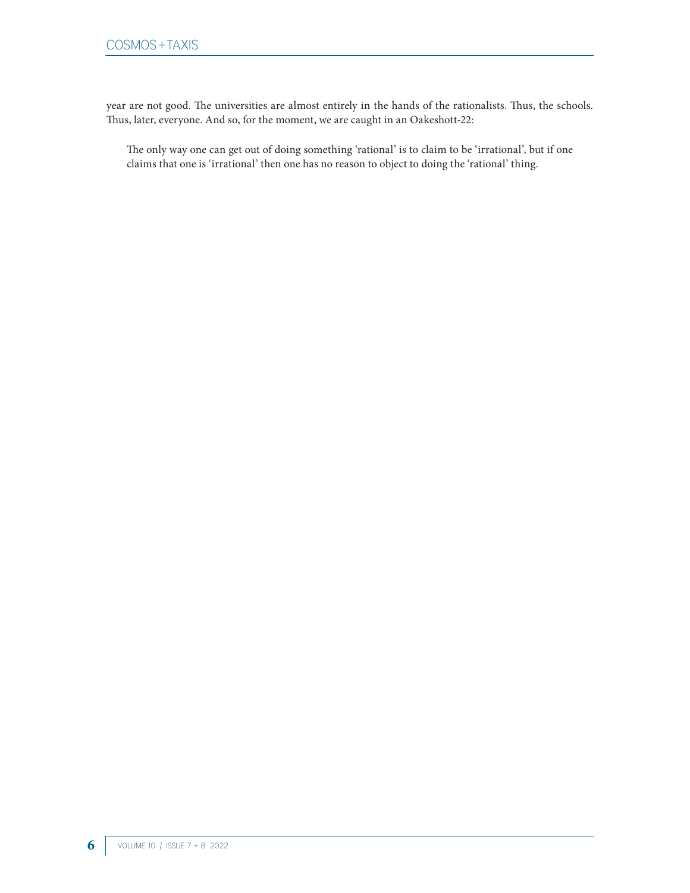year are not good. The universities are almost entirely in the hands of the rationalists. Thus, the schools. Thus, later, everyone. And so, for the moment, we are caught in an Oakeshott-22:

> The only way one can get out of doing something 'rational' is to claim to be 'irrational', but if one claims that one is 'irrational' then one has no reason to object to doing the 'rational' thing.